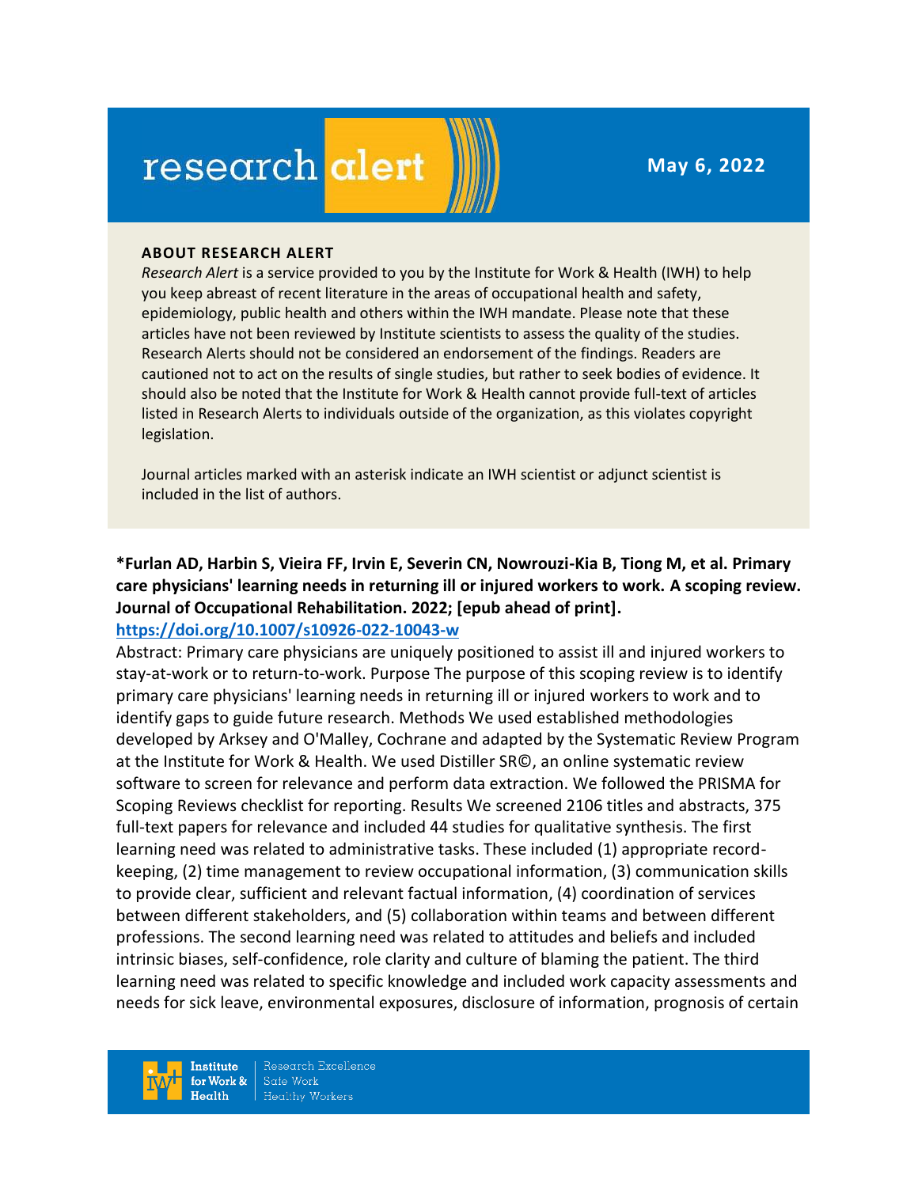# research alert

**May 6, 2022**

**ABOUT RESEARCH ALERT**

*Research Alert* is a service provided to you by the Institute for Work & Health (IWH) to help you keep abreast of recent literature in the areas of occupational health and safety, epidemiology, public health and others within the IWH mandate. Please note that these articles have not been reviewed by Institute scientists to assess the quality of the studies. Research Alerts should not be considered an endorsement of the findings. Readers are cautioned not to act on the results of single studies, but rather to seek bodies of evidence. It should also be noted that the Institute for Work & Health cannot provide full-text of articles listed in Research Alerts to individuals outside of the organization, as this violates copyright legislation.

Journal articles marked with an asterisk indicate an IWH scientist or adjunct scientist is included in the list of authors.

**\*Furlan AD, Harbin S, Vieira FF, Irvin E, Severin CN, Nowrouzi-Kia B, Tiong M, et al. Primary care physicians' learning needs in returning ill or injured workers to work. A scoping review. Journal of Occupational Rehabilitation. 2022; [epub ahead of print].**
**https://doi.org/10.1007/s10926-022-10043-w**

Abstract: Primary care physicians are uniquely positioned to assist ill and injured workers to stay-at-work or to return-to-work. Purpose The purpose of this scoping review is to identify primary care physicians' learning needs in returning ill or injured workers to work and to identify gaps to guide future research. Methods We used established methodologies developed by Arksey and O'Malley, Cochrane and adapted by the Systematic Review Program at the Institute for Work & Health. We used Distiller SR©, an online systematic review software to screen for relevance and perform data extraction. We followed the PRISMA for Scoping Reviews checklist for reporting. Results We screened 2106 titles and abstracts, 375 full-text papers for relevance and included 44 studies for qualitative synthesis. The first learning need was related to administrative tasks. These included (1) appropriate record-keeping, (2) time management to review occupational information, (3) communication skills to provide clear, sufficient and relevant factual information, (4) coordination of services between different stakeholders, and (5) collaboration within teams and between different professions. The second learning need was related to attitudes and beliefs and included intrinsic biases, self-confidence, role clarity and culture of blaming the patient. The third learning need was related to specific knowledge and included work capacity assessments and needs for sick leave, environmental exposures, disclosure of information, prognosis of certain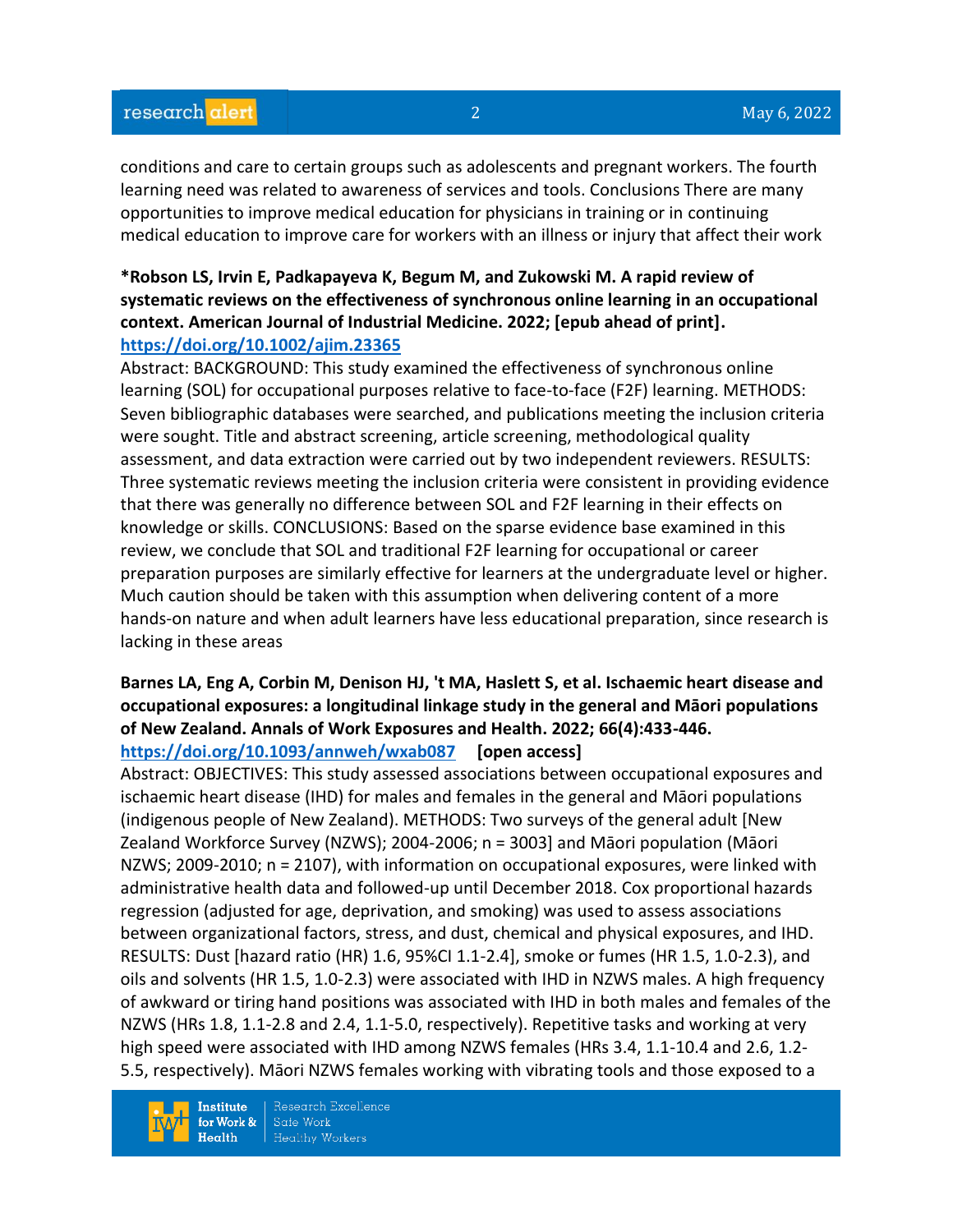conditions and care to certain groups such as adolescents and pregnant workers. The fourth learning need was related to awareness of services and tools. Conclusions There are many opportunities to improve medical education for physicians in training or in continuing medical education to improve care for workers with an illness or injury that affect their work

**\*Robson LS, Irvin E, Padkapayeva K, Begum M, and Zukowski M. A rapid review of systematic reviews on the effectiveness of synchronous online learning in an occupational context. American Journal of Industrial Medicine. 2022; [epub ahead of print].**
**https://doi.org/10.1002/ajim.23365**

Abstract: BACKGROUND: This study examined the effectiveness of synchronous online learning (SOL) for occupational purposes relative to face-to-face (F2F) learning. METHODS: Seven bibliographic databases were searched, and publications meeting the inclusion criteria were sought. Title and abstract screening, article screening, methodological quality assessment, and data extraction were carried out by two independent reviewers. RESULTS: Three systematic reviews meeting the inclusion criteria were consistent in providing evidence that there was generally no difference between SOL and F2F learning in their effects on knowledge or skills. CONCLUSIONS: Based on the sparse evidence base examined in this review, we conclude that SOL and traditional F2F learning for occupational or career preparation purposes are similarly effective for learners at the undergraduate level or higher. Much caution should be taken with this assumption when delivering content of a more hands-on nature and when adult learners have less educational preparation, since research is lacking in these areas

**Barnes LA, Eng A, Corbin M, Denison HJ, 't MA, Haslett S, et al. Ischaemic heart disease and occupational exposures: a longitudinal linkage study in the general and Māori populations of New Zealand. Annals of Work Exposures and Health. 2022; 66(4):433-446.**
**https://doi.org/10.1093/annweh/wxab087 [open access]**

Abstract: OBJECTIVES: This study assessed associations between occupational exposures and ischaemic heart disease (IHD) for males and females in the general and Māori populations (indigenous people of New Zealand). METHODS: Two surveys of the general adult [New Zealand Workforce Survey (NZWS); 2004-2006; n = 3003] and Māori population (Māori NZWS; 2009-2010; n = 2107), with information on occupational exposures, were linked with administrative health data and followed-up until December 2018. Cox proportional hazards regression (adjusted for age, deprivation, and smoking) was used to assess associations between organizational factors, stress, and dust, chemical and physical exposures, and IHD. RESULTS: Dust [hazard ratio (HR) 1.6, 95%CI 1.1-2.4], smoke or fumes (HR 1.5, 1.0-2.3), and oils and solvents (HR 1.5, 1.0-2.3) were associated with IHD in NZWS males. A high frequency of awkward or tiring hand positions was associated with IHD in both males and females of the NZWS (HRs 1.8, 1.1-2.8 and 2.4, 1.1-5.0, respectively). Repetitive tasks and working at very high speed were associated with IHD among NZWS females (HRs 3.4, 1.1-10.4 and 2.6, 1.2-5.5, respectively). Māori NZWS females working with vibrating tools and those exposed to a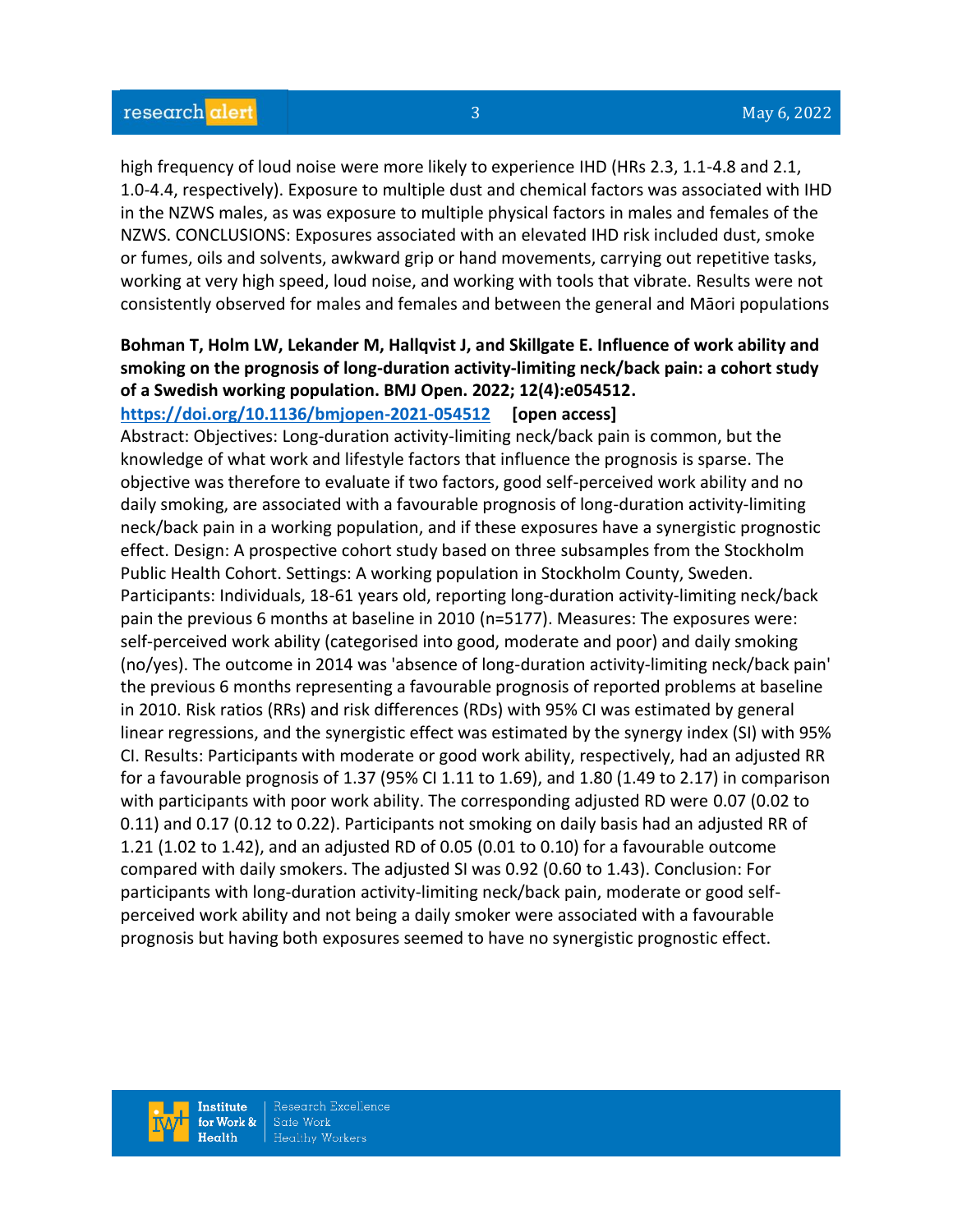high frequency of loud noise were more likely to experience IHD (HRs 2.3, 1.1-4.8 and 2.1, 1.0-4.4, respectively). Exposure to multiple dust and chemical factors was associated with IHD in the NZWS males, as was exposure to multiple physical factors in males and females of the NZWS. CONCLUSIONS: Exposures associated with an elevated IHD risk included dust, smoke or fumes, oils and solvents, awkward grip or hand movements, carrying out repetitive tasks, working at very high speed, loud noise, and working with tools that vibrate. Results were not consistently observed for males and females and between the general and Māori populations

**Bohman T, Holm LW, Lekander M, Hallqvist J, and Skillgate E. Influence of work ability and smoking on the prognosis of long-duration activity-limiting neck/back pain: a cohort study of a Swedish working population. BMJ Open. 2022; 12(4):e054512.**
**https://doi.org/10.1136/bmjopen-2021-054512** **[open access]**
Abstract: Objectives: Long-duration activity-limiting neck/back pain is common, but the knowledge of what work and lifestyle factors that influence the prognosis is sparse. The objective was therefore to evaluate if two factors, good self-perceived work ability and no daily smoking, are associated with a favourable prognosis of long-duration activity-limiting neck/back pain in a working population, and if these exposures have a synergistic prognostic effect. Design: A prospective cohort study based on three subsamples from the Stockholm Public Health Cohort. Settings: A working population in Stockholm County, Sweden. Participants: Individuals, 18-61 years old, reporting long-duration activity-limiting neck/back pain the previous 6 months at baseline in 2010 (n=5177). Measures: The exposures were: self-perceived work ability (categorised into good, moderate and poor) and daily smoking (no/yes). The outcome in 2014 was 'absence of long-duration activity-limiting neck/back pain' the previous 6 months representing a favourable prognosis of reported problems at baseline in 2010. Risk ratios (RRs) and risk differences (RDs) with 95% CI was estimated by general linear regressions, and the synergistic effect was estimated by the synergy index (SI) with 95% CI. Results: Participants with moderate or good work ability, respectively, had an adjusted RR for a favourable prognosis of 1.37 (95% CI 1.11 to 1.69), and 1.80 (1.49 to 2.17) in comparison with participants with poor work ability. The corresponding adjusted RD were 0.07 (0.02 to 0.11) and 0.17 (0.12 to 0.22). Participants not smoking on daily basis had an adjusted RR of 1.21 (1.02 to 1.42), and an adjusted RD of 0.05 (0.01 to 0.10) for a favourable outcome compared with daily smokers. The adjusted SI was 0.92 (0.60 to 1.43). Conclusion: For participants with long-duration activity-limiting neck/back pain, moderate or good self-perceived work ability and not being a daily smoker were associated with a favourable prognosis but having both exposures seemed to have no synergistic prognostic effect.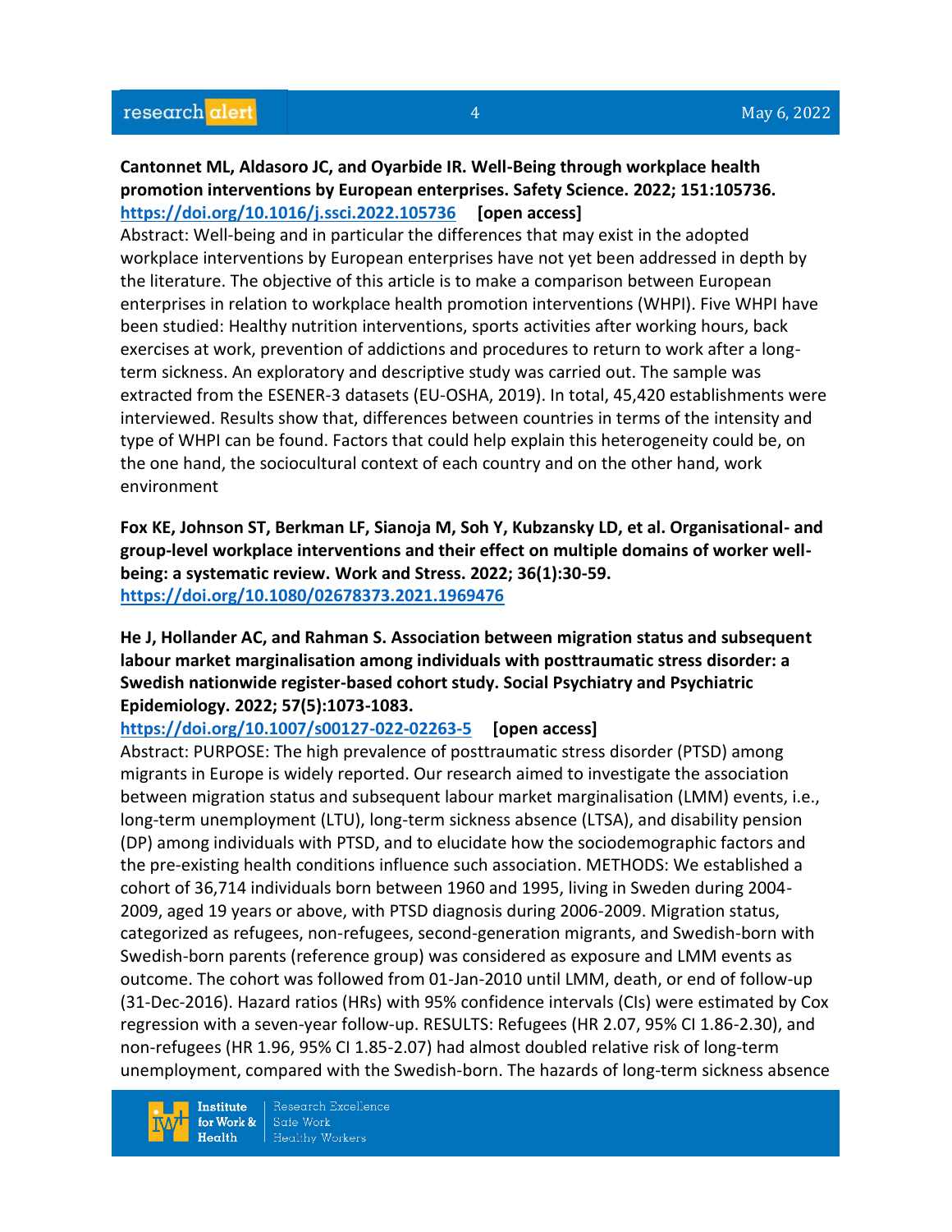**Cantonnet ML, Aldasoro JC, and Oyarbide IR. Well-Being through workplace health promotion interventions by European enterprises. Safety Science. 2022; 151:105736.**
**https://doi.org/10.1016/j.ssci.2022.105736** **[open access]**

Abstract: Well-being and in particular the differences that may exist in the adopted workplace interventions by European enterprises have not yet been addressed in depth by the literature. The objective of this article is to make a comparison between European enterprises in relation to workplace health promotion interventions (WHPI). Five WHPI have been studied: Healthy nutrition interventions, sports activities after working hours, back exercises at work, prevention of addictions and procedures to return to work after a long-term sickness. An exploratory and descriptive study was carried out. The sample was extracted from the ESENER-3 datasets (EU-OSHA, 2019). In total, 45,420 establishments were interviewed. Results show that, differences between countries in terms of the intensity and type of WHPI can be found. Factors that could help explain this heterogeneity could be, on the one hand, the sociocultural context of each country and on the other hand, work environment

**Fox KE, Johnson ST, Berkman LF, Sianoja M, Soh Y, Kubzansky LD, et al. Organisational- and group-level workplace interventions and their effect on multiple domains of worker well-being: a systematic review. Work and Stress. 2022; 36(1):30-59.**
**https://doi.org/10.1080/02678373.2021.1969476**

**He J, Hollander AC, and Rahman S. Association between migration status and subsequent labour market marginalisation among individuals with posttraumatic stress disorder: a Swedish nationwide register-based cohort study. Social Psychiatry and Psychiatric Epidemiology. 2022; 57(5):1073-1083.**
**https://doi.org/10.1007/s00127-022-02263-5** **[open access]**

Abstract: PURPOSE: The high prevalence of posttraumatic stress disorder (PTSD) among migrants in Europe is widely reported. Our research aimed to investigate the association between migration status and subsequent labour market marginalisation (LMM) events, i.e., long-term unemployment (LTU), long-term sickness absence (LTSA), and disability pension (DP) among individuals with PTSD, and to elucidate how the sociodemographic factors and the pre-existing health conditions influence such association. METHODS: We established a cohort of 36,714 individuals born between 1960 and 1995, living in Sweden during 2004-2009, aged 19 years or above, with PTSD diagnosis during 2006-2009. Migration status, categorized as refugees, non-refugees, second-generation migrants, and Swedish-born with Swedish-born parents (reference group) was considered as exposure and LMM events as outcome. The cohort was followed from 01-Jan-2010 until LMM, death, or end of follow-up (31-Dec-2016). Hazard ratios (HRs) with 95% confidence intervals (CIs) were estimated by Cox regression with a seven-year follow-up. RESULTS: Refugees (HR 2.07, 95% CI 1.86-2.30), and non-refugees (HR 1.96, 95% CI 1.85-2.07) had almost doubled relative risk of long-term unemployment, compared with the Swedish-born. The hazards of long-term sickness absence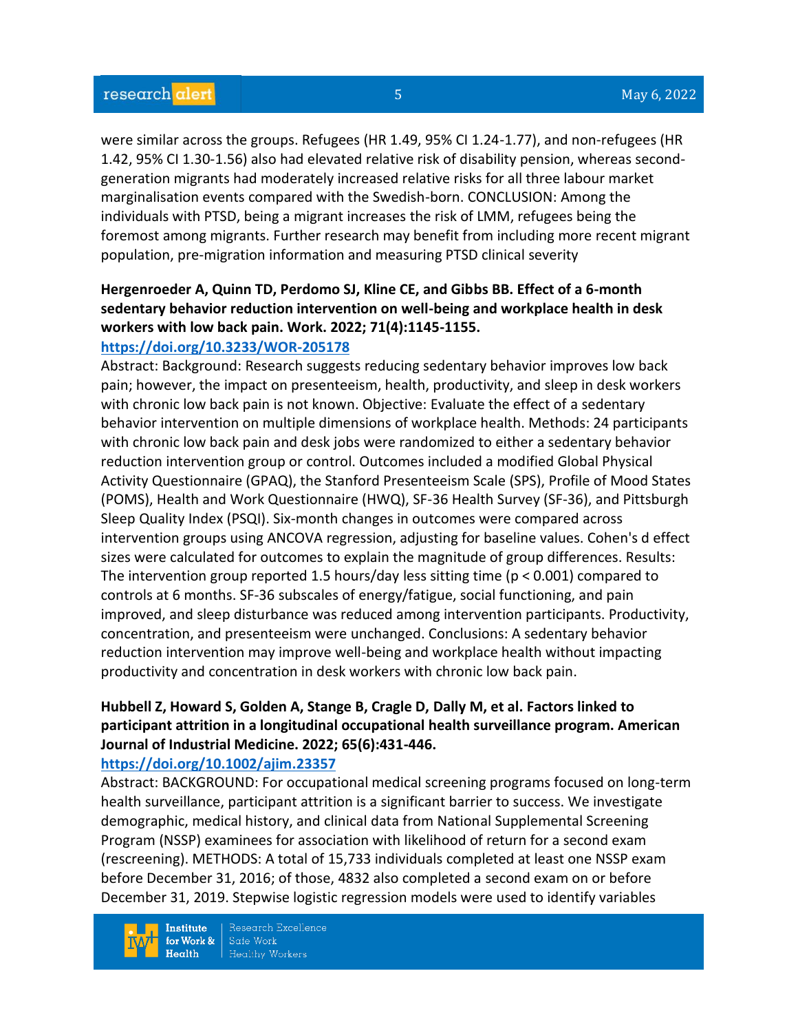were similar across the groups. Refugees (HR 1.49, 95% CI 1.24-1.77), and non-refugees (HR 1.42, 95% CI 1.30-1.56) also had elevated relative risk of disability pension, whereas second-generation migrants had moderately increased relative risks for all three labour market marginalisation events compared with the Swedish-born. CONCLUSION: Among the individuals with PTSD, being a migrant increases the risk of LMM, refugees being the foremost among migrants. Further research may benefit from including more recent migrant population, pre-migration information and measuring PTSD clinical severity

**Hergenroeder A, Quinn TD, Perdomo SJ, Kline CE, and Gibbs BB. Effect of a 6-month sedentary behavior reduction intervention on well-being and workplace health in desk workers with low back pain. Work. 2022; 71(4):1145-1155.**
**https://doi.org/10.3233/WOR-205178**
Abstract: Background: Research suggests reducing sedentary behavior improves low back pain; however, the impact on presenteeism, health, productivity, and sleep in desk workers with chronic low back pain is not known. Objective: Evaluate the effect of a sedentary behavior intervention on multiple dimensions of workplace health. Methods: 24 participants with chronic low back pain and desk jobs were randomized to either a sedentary behavior reduction intervention group or control. Outcomes included a modified Global Physical Activity Questionnaire (GPAQ), the Stanford Presenteeism Scale (SPS), Profile of Mood States (POMS), Health and Work Questionnaire (HWQ), SF-36 Health Survey (SF-36), and Pittsburgh Sleep Quality Index (PSQI). Six-month changes in outcomes were compared across intervention groups using ANCOVA regression, adjusting for baseline values. Cohen's d effect sizes were calculated for outcomes to explain the magnitude of group differences. Results: The intervention group reported 1.5 hours/day less sitting time ($p < 0.001$) compared to controls at 6 months. SF-36 subscales of energy/fatigue, social functioning, and pain improved, and sleep disturbance was reduced among intervention participants. Productivity, concentration, and presenteeism were unchanged. Conclusions: A sedentary behavior reduction intervention may improve well-being and workplace health without impacting productivity and concentration in desk workers with chronic low back pain.

**Hubbell Z, Howard S, Golden A, Stange B, Cragle D, Dally M, et al. Factors linked to participant attrition in a longitudinal occupational health surveillance program. American Journal of Industrial Medicine. 2022; 65(6):431-446.**
**https://doi.org/10.1002/ajim.23357**
Abstract: BACKGROUND: For occupational medical screening programs focused on long-term health surveillance, participant attrition is a significant barrier to success. We investigate demographic, medical history, and clinical data from National Supplemental Screening Program (NSSP) examinees for association with likelihood of return for a second exam (rescreening). METHODS: A total of 15,733 individuals completed at least one NSSP exam before December 31, 2016; of those, 4832 also completed a second exam on or before December 31, 2019. Stepwise logistic regression models were used to identify variables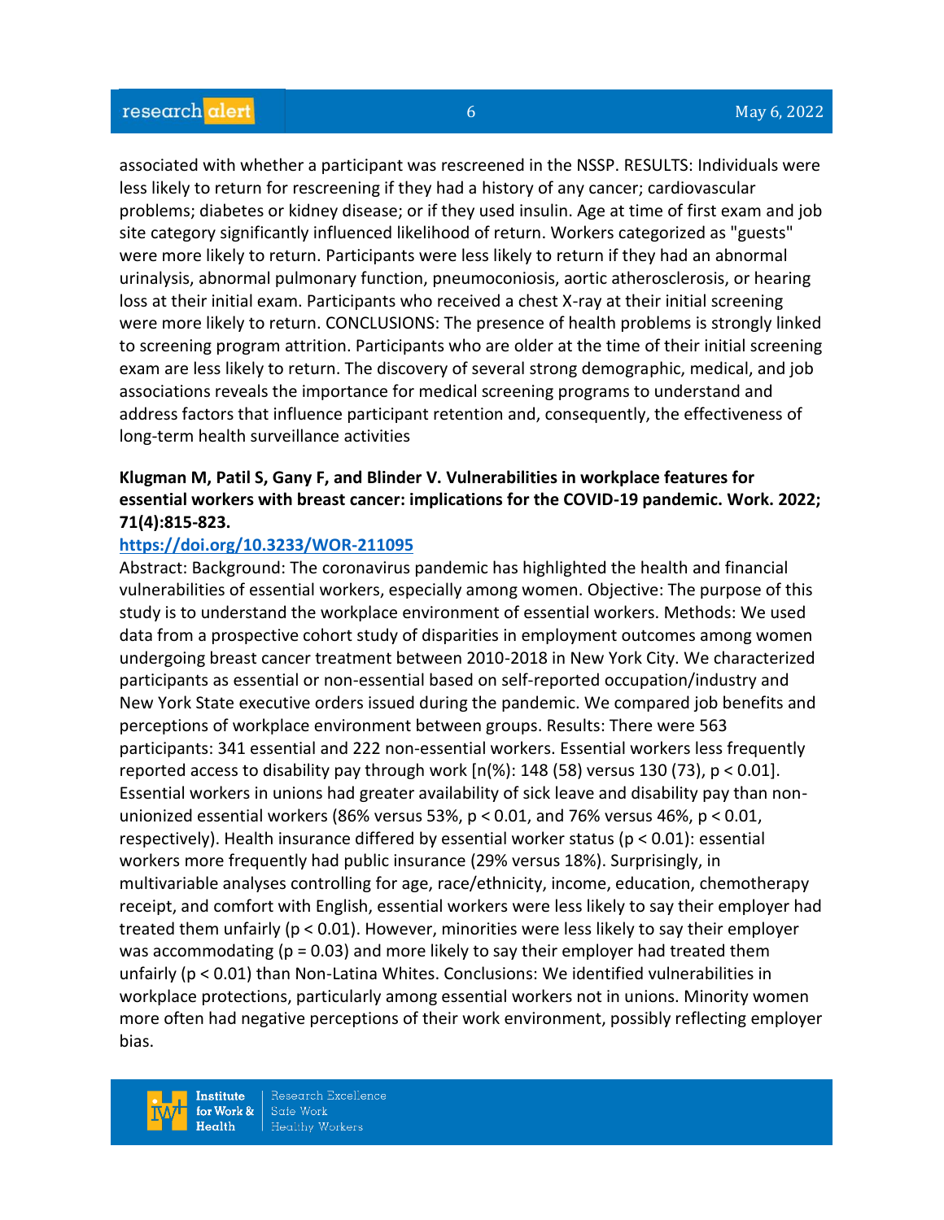associated with whether a participant was rescreened in the NSSP. RESULTS: Individuals were less likely to return for rescreening if they had a history of any cancer; cardiovascular problems; diabetes or kidney disease; or if they used insulin. Age at time of first exam and job site category significantly influenced likelihood of return. Workers categorized as "guests" were more likely to return. Participants were less likely to return if they had an abnormal urinalysis, abnormal pulmonary function, pneumoconiosis, aortic atherosclerosis, or hearing loss at their initial exam. Participants who received a chest X-ray at their initial screening were more likely to return. CONCLUSIONS: The presence of health problems is strongly linked to screening program attrition. Participants who are older at the time of their initial screening exam are less likely to return. The discovery of several strong demographic, medical, and job associations reveals the importance for medical screening programs to understand and address factors that influence participant retention and, consequently, the effectiveness of long-term health surveillance activities

**Klugman M, Patil S, Gany F, and Blinder V. Vulnerabilities in workplace features for essential workers with breast cancer: implications for the COVID-19 pandemic. Work. 2022; 71(4):815-823.**

https://doi.org/10.3233/WOR-211095

Abstract: Background: The coronavirus pandemic has highlighted the health and financial vulnerabilities of essential workers, especially among women. Objective: The purpose of this study is to understand the workplace environment of essential workers. Methods: We used data from a prospective cohort study of disparities in employment outcomes among women undergoing breast cancer treatment between 2010-2018 in New York City. We characterized participants as essential or non-essential based on self-reported occupation/industry and New York State executive orders issued during the pandemic. We compared job benefits and perceptions of workplace environment between groups. Results: There were 563 participants: 341 essential and 222 non-essential workers. Essential workers less frequently reported access to disability pay through work [n(%): 148 (58) versus 130 (73), $p < 0.01$]. Essential workers in unions had greater availability of sick leave and disability pay than non-unionized essential workers (86% versus 53%, $p < 0.01$, and 76% versus 46%, $p < 0.01$, respectively). Health insurance differed by essential worker status ($p < 0.01$): essential workers more frequently had public insurance (29% versus 18%). Surprisingly, in multivariable analyses controlling for age, race/ethnicity, income, education, chemotherapy receipt, and comfort with English, essential workers were less likely to say their employer had treated them unfairly ($p < 0.01$). However, minorities were less likely to say their employer was accommodating ($p = 0.03$) and more likely to say their employer had treated them unfairly ($p < 0.01$) than Non-Latina Whites. Conclusions: We identified vulnerabilities in workplace protections, particularly among essential workers not in unions. Minority women more often had negative perceptions of their work environment, possibly reflecting employer bias.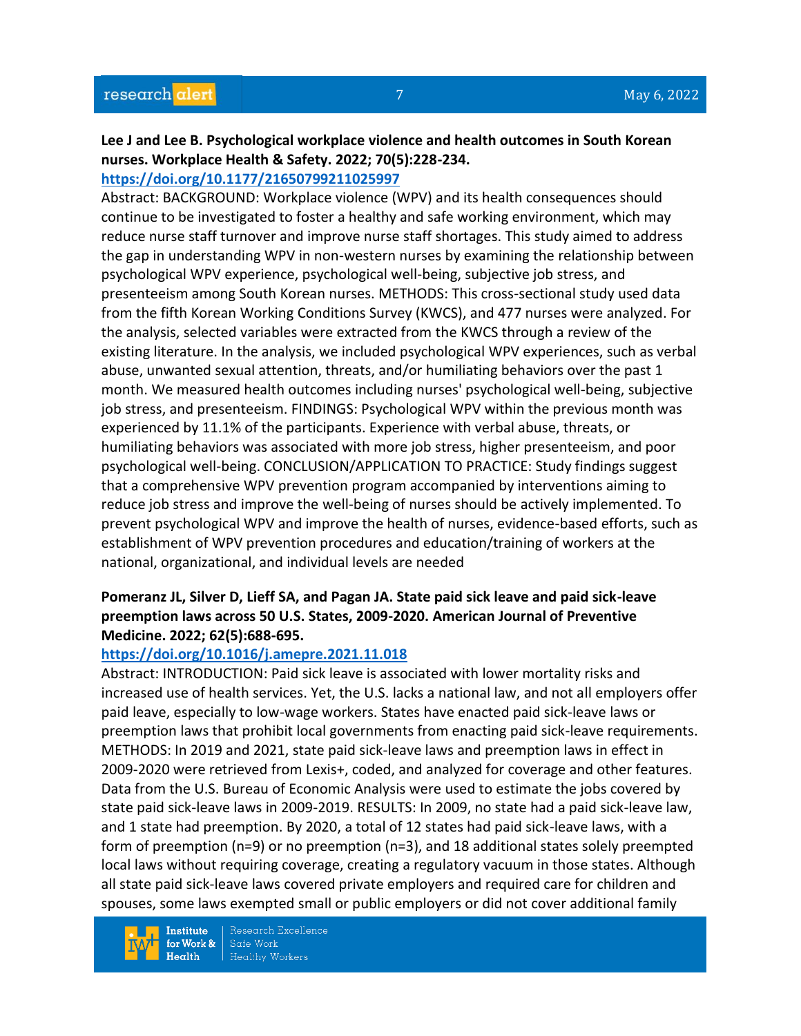**Lee J and Lee B. Psychological workplace violence and health outcomes in South Korean nurses. Workplace Health & Safety. 2022; 70(5):228-234.**
**https://doi.org/10.1177/21650799211025997**
Abstract: BACKGROUND: Workplace violence (WPV) and its health consequences should continue to be investigated to foster a healthy and safe working environment, which may reduce nurse staff turnover and improve nurse staff shortages. This study aimed to address the gap in understanding WPV in non-western nurses by examining the relationship between psychological WPV experience, psychological well-being, subjective job stress, and presenteeism among South Korean nurses. METHODS: This cross-sectional study used data from the fifth Korean Working Conditions Survey (KWCS), and 477 nurses were analyzed. For the analysis, selected variables were extracted from the KWCS through a review of the existing literature. In the analysis, we included psychological WPV experiences, such as verbal abuse, unwanted sexual attention, threats, and/or humiliating behaviors over the past 1 month. We measured health outcomes including nurses' psychological well-being, subjective job stress, and presenteeism. FINDINGS: Psychological WPV within the previous month was experienced by 11.1% of the participants. Experience with verbal abuse, threats, or humiliating behaviors was associated with more job stress, higher presenteeism, and poor psychological well-being. CONCLUSION/APPLICATION TO PRACTICE: Study findings suggest that a comprehensive WPV prevention program accompanied by interventions aiming to reduce job stress and improve the well-being of nurses should be actively implemented. To prevent psychological WPV and improve the health of nurses, evidence-based efforts, such as establishment of WPV prevention procedures and education/training of workers at the national, organizational, and individual levels are needed

**Pomeranz JL, Silver D, Lieff SA, and Pagan JA. State paid sick leave and paid sick-leave preemption laws across 50 U.S. States, 2009-2020. American Journal of Preventive Medicine. 2022; 62(5):688-695.**
**https://doi.org/10.1016/j.amepre.2021.11.018**
Abstract: INTRODUCTION: Paid sick leave is associated with lower mortality risks and increased use of health services. Yet, the U.S. lacks a national law, and not all employers offer paid leave, especially to low-wage workers. States have enacted paid sick-leave laws or preemption laws that prohibit local governments from enacting paid sick-leave requirements. METHODS: In 2019 and 2021, state paid sick-leave laws and preemption laws in effect in 2009-2020 were retrieved from Lexis+, coded, and analyzed for coverage and other features. Data from the U.S. Bureau of Economic Analysis were used to estimate the jobs covered by state paid sick-leave laws in 2009-2019. RESULTS: In 2009, no state had a paid sick-leave law, and 1 state had preemption. By 2020, a total of 12 states had paid sick-leave laws, with a form of preemption (n=9) or no preemption (n=3), and 18 additional states solely preempted local laws without requiring coverage, creating a regulatory vacuum in those states. Although all state paid sick-leave laws covered private employers and required care for children and spouses, some laws exempted small or public employers or did not cover additional family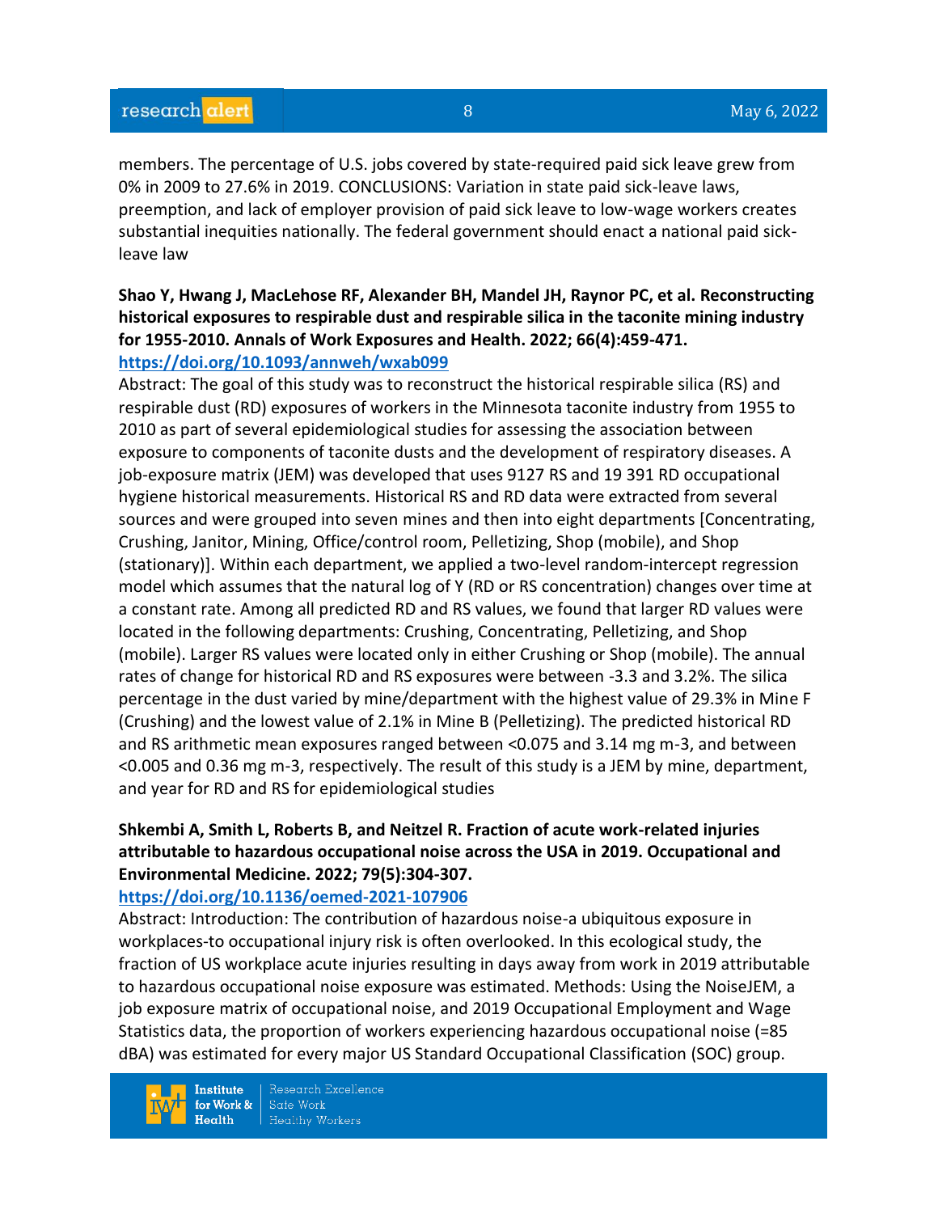members. The percentage of U.S. jobs covered by state-required paid sick leave grew from 0% in 2009 to 27.6% in 2019. CONCLUSIONS: Variation in state paid sick-leave laws, preemption, and lack of employer provision of paid sick leave to low-wage workers creates substantial inequities nationally. The federal government should enact a national paid sick-leave law

**Shao Y, Hwang J, MacLehose RF, Alexander BH, Mandel JH, Raynor PC, et al. Reconstructing historical exposures to respirable dust and respirable silica in the taconite mining industry for 1955-2010. Annals of Work Exposures and Health. 2022; 66(4):459-471.**
**https://doi.org/10.1093/annweh/wxab099**

Abstract: The goal of this study was to reconstruct the historical respirable silica (RS) and respirable dust (RD) exposures of workers in the Minnesota taconite industry from 1955 to 2010 as part of several epidemiological studies for assessing the association between exposure to components of taconite dusts and the development of respiratory diseases. A job-exposure matrix (JEM) was developed that uses 9127 RS and 19 391 RD occupational hygiene historical measurements. Historical RS and RD data were extracted from several sources and were grouped into seven mines and then into eight departments [Concentrating, Crushing, Janitor, Mining, Office/control room, Pelletizing, Shop (mobile), and Shop (stationary)]. Within each department, we applied a two-level random-intercept regression model which assumes that the natural log of Y (RD or RS concentration) changes over time at a constant rate. Among all predicted RD and RS values, we found that larger RD values were located in the following departments: Crushing, Concentrating, Pelletizing, and Shop (mobile). Larger RS values were located only in either Crushing or Shop (mobile). The annual rates of change for historical RD and RS exposures were between -3.3 and 3.2%. The silica percentage in the dust varied by mine/department with the highest value of 29.3% in Mine F (Crushing) and the lowest value of 2.1% in Mine B (Pelletizing). The predicted historical RD and RS arithmetic mean exposures ranged between <0.075 and 3.14 mg m-3, and between <0.005 and 0.36 mg m-3, respectively. The result of this study is a JEM by mine, department, and year for RD and RS for epidemiological studies

**Shkembi A, Smith L, Roberts B, and Neitzel R. Fraction of acute work-related injuries attributable to hazardous occupational noise across the USA in 2019. Occupational and Environmental Medicine. 2022; 79(5):304-307.**
**https://doi.org/10.1136/oemed-2021-107906**

Abstract: Introduction: The contribution of hazardous noise-a ubiquitous exposure in workplaces-to occupational injury risk is often overlooked. In this ecological study, the fraction of US workplace acute injuries resulting in days away from work in 2019 attributable to hazardous occupational noise exposure was estimated. Methods: Using the NoiseJEM, a job exposure matrix of occupational noise, and 2019 Occupational Employment and Wage Statistics data, the proportion of workers experiencing hazardous occupational noise (=85 dBA) was estimated for every major US Standard Occupational Classification (SOC) group.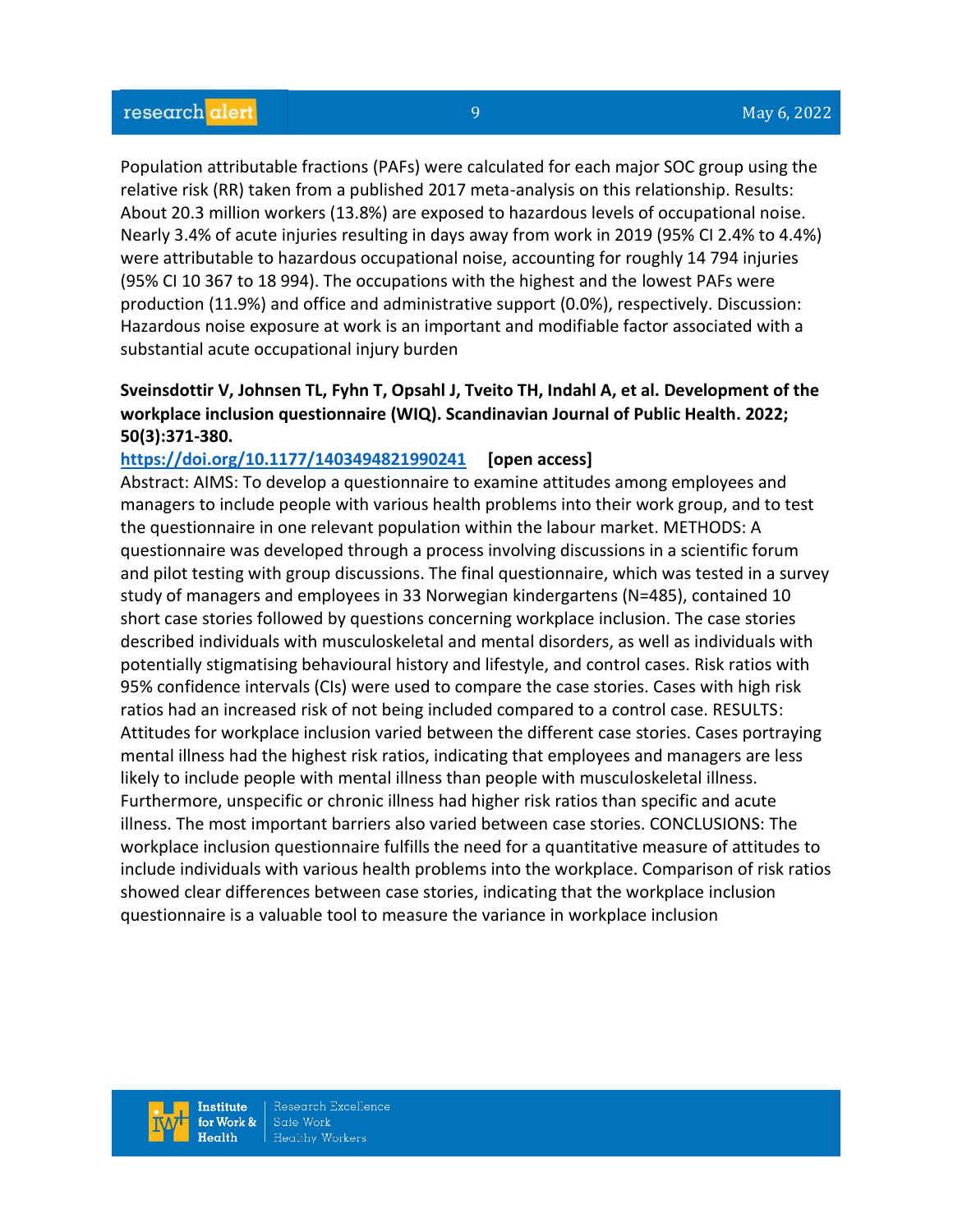Population attributable fractions (PAFs) were calculated for each major SOC group using the relative risk (RR) taken from a published 2017 meta-analysis on this relationship. Results: About 20.3 million workers (13.8%) are exposed to hazardous levels of occupational noise. Nearly 3.4% of acute injuries resulting in days away from work in 2019 (95% CI 2.4% to 4.4%) were attributable to hazardous occupational noise, accounting for roughly 14 794 injuries (95% CI 10 367 to 18 994). The occupations with the highest and the lowest PAFs were production (11.9%) and office and administrative support (0.0%), respectively. Discussion: Hazardous noise exposure at work is an important and modifiable factor associated with a substantial acute occupational injury burden

**Sveinsdottir V, Johnsen TL, Fyhn T, Opsahl J, Tveito TH, Indahl A, et al. Development of the workplace inclusion questionnaire (WIQ). Scandinavian Journal of Public Health. 2022; 50(3):371-380.**

**https://doi.org/10.1177/1403494821990241** **[open access]**

Abstract: AIMS: To develop a questionnaire to examine attitudes among employees and managers to include people with various health problems into their work group, and to test the questionnaire in one relevant population within the labour market. METHODS: A questionnaire was developed through a process involving discussions in a scientific forum and pilot testing with group discussions. The final questionnaire, which was tested in a survey study of managers and employees in 33 Norwegian kindergartens (N=485), contained 10 short case stories followed by questions concerning workplace inclusion. The case stories described individuals with musculoskeletal and mental disorders, as well as individuals with potentially stigmatising behavioural history and lifestyle, and control cases. Risk ratios with 95% confidence intervals (CIs) were used to compare the case stories. Cases with high risk ratios had an increased risk of not being included compared to a control case. RESULTS: Attitudes for workplace inclusion varied between the different case stories. Cases portraying mental illness had the highest risk ratios, indicating that employees and managers are less likely to include people with mental illness than people with musculoskeletal illness. Furthermore, unspecific or chronic illness had higher risk ratios than specific and acute illness. The most important barriers also varied between case stories. CONCLUSIONS: The workplace inclusion questionnaire fulfills the need for a quantitative measure of attitudes to include individuals with various health problems into the workplace. Comparison of risk ratios showed clear differences between case stories, indicating that the workplace inclusion questionnaire is a valuable tool to measure the variance in workplace inclusion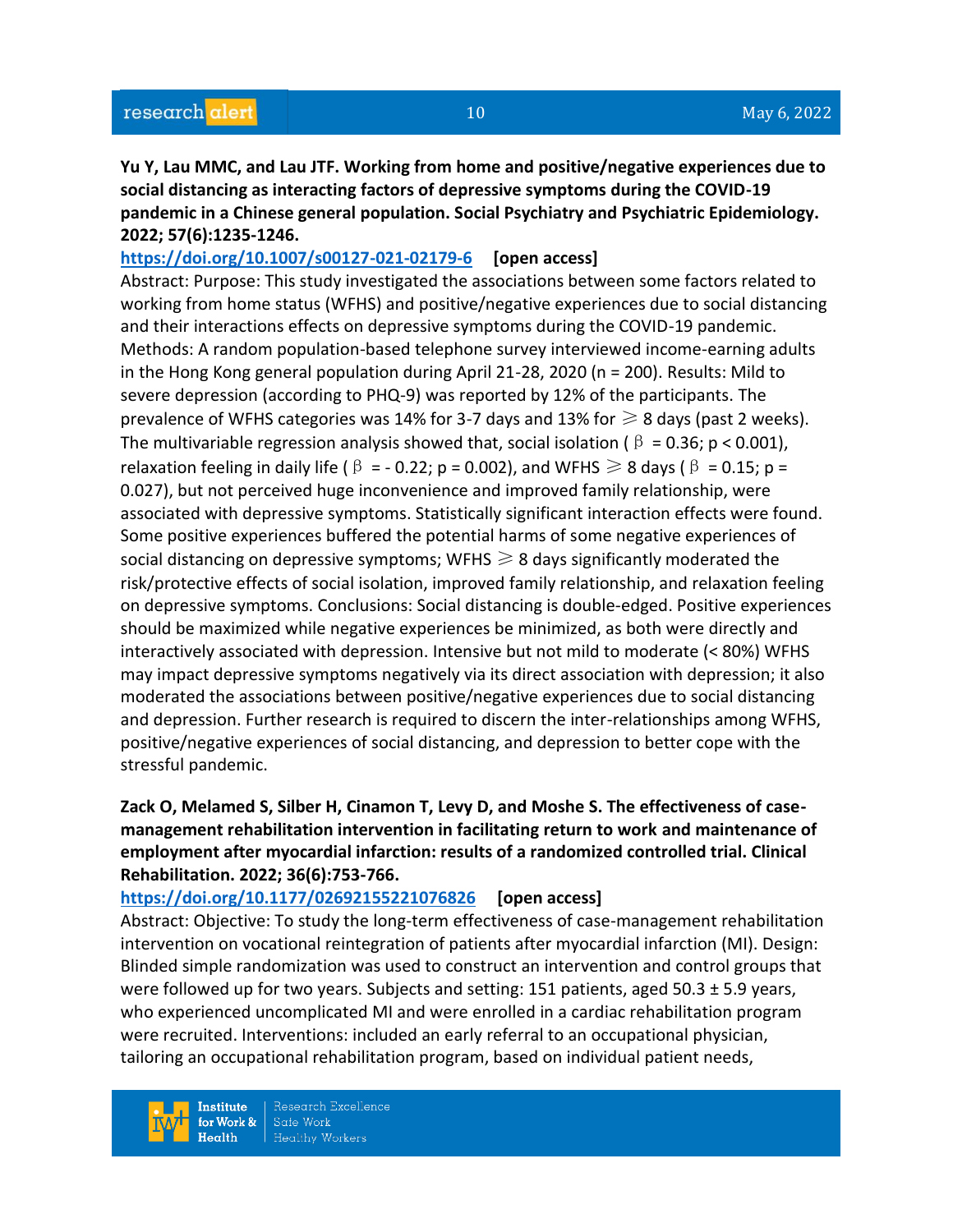**Yu Y, Lau MMC, and Lau JTF. Working from home and positive/negative experiences due to social distancing as interacting factors of depressive symptoms during the COVID-19 pandemic in a Chinese general population. Social Psychiatry and Psychiatric Epidemiology. 2022; 57(6):1235-1246.**

https://doi.org/10.1007/s00127-021-02179-6 **[open access]**

Abstract: Purpose: This study investigated the associations between some factors related to working from home status (WFHS) and positive/negative experiences due to social distancing and their interactions effects on depressive symptoms during the COVID-19 pandemic. Methods: A random population-based telephone survey interviewed income-earning adults in the Hong Kong general population during April 21-28, 2020 (n = 200). Results: Mild to severe depression (according to PHQ-9) was reported by 12% of the participants. The prevalence of WFHS categories was 14% for 3-7 days and 13% for ⩾ 8 days (past 2 weeks). The multivariable regression analysis showed that, social isolation ($\beta = 0.36$; $p < 0.001$), relaxation feeling in daily life ($\beta = -0.22$; $p = 0.002$), and WFHS ⩾ 8 days ($\beta = 0.15$; $p = 0.027$), but not perceived huge inconvenience and improved family relationship, were associated with depressive symptoms. Statistically significant interaction effects were found. Some positive experiences buffered the potential harms of some negative experiences of social distancing on depressive symptoms; WFHS ⩾ 8 days significantly moderated the risk/protective effects of social isolation, improved family relationship, and relaxation feeling on depressive symptoms. Conclusions: Social distancing is double-edged. Positive experiences should be maximized while negative experiences be minimized, as both were directly and interactively associated with depression. Intensive but not mild to moderate (< 80%) WFHS may impact depressive symptoms negatively via its direct association with depression; it also moderated the associations between positive/negative experiences due to social distancing and depression. Further research is required to discern the inter-relationships among WFHS, positive/negative experiences of social distancing, and depression to better cope with the stressful pandemic.

**Zack O, Melamed S, Silber H, Cinamon T, Levy D, and Moshe S. The effectiveness of case-management rehabilitation intervention in facilitating return to work and maintenance of employment after myocardial infarction: results of a randomized controlled trial. Clinical Rehabilitation. 2022; 36(6):753-766.**

https://doi.org/10.1177/02692155221076826 **[open access]**

Abstract: Objective: To study the long-term effectiveness of case-management rehabilitation intervention on vocational reintegration of patients after myocardial infarction (MI). Design: Blinded simple randomization was used to construct an intervention and control groups that were followed up for two years. Subjects and setting: 151 patients, aged 50.3 ± 5.9 years, who experienced uncomplicated MI and were enrolled in a cardiac rehabilitation program were recruited. Interventions: included an early referral to an occupational physician, tailoring an occupational rehabilitation program, based on individual patient needs,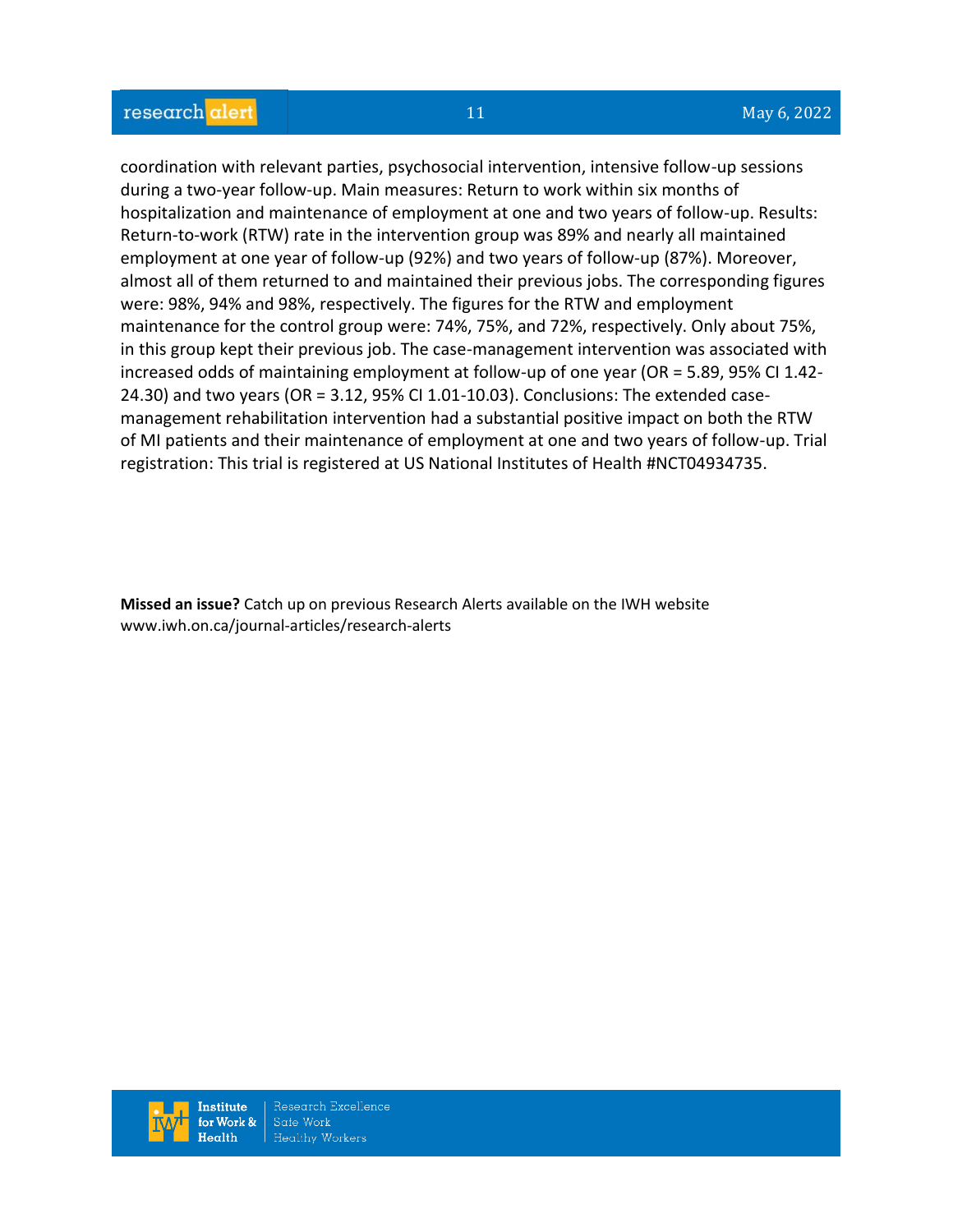coordination with relevant parties, psychosocial intervention, intensive follow-up sessions during a two-year follow-up. Main measures: Return to work within six months of hospitalization and maintenance of employment at one and two years of follow-up. Results: Return-to-work (RTW) rate in the intervention group was 89% and nearly all maintained employment at one year of follow-up (92%) and two years of follow-up (87%). Moreover, almost all of them returned to and maintained their previous jobs. The corresponding figures were: 98%, 94% and 98%, respectively. The figures for the RTW and employment maintenance for the control group were: 74%, 75%, and 72%, respectively. Only about 75%, in this group kept their previous job. The case-management intervention was associated with increased odds of maintaining employment at follow-up of one year (OR = 5.89, 95% CI 1.42-24.30) and two years (OR = 3.12, 95% CI 1.01-10.03). Conclusions: The extended case-management rehabilitation intervention had a substantial positive impact on both the RTW of MI patients and their maintenance of employment at one and two years of follow-up. Trial registration: This trial is registered at US National Institutes of Health #NCT04934735.

**Missed an issue?** Catch up on previous Research Alerts available on the IWH website www.iwh.on.ca/journal-articles/research-alerts